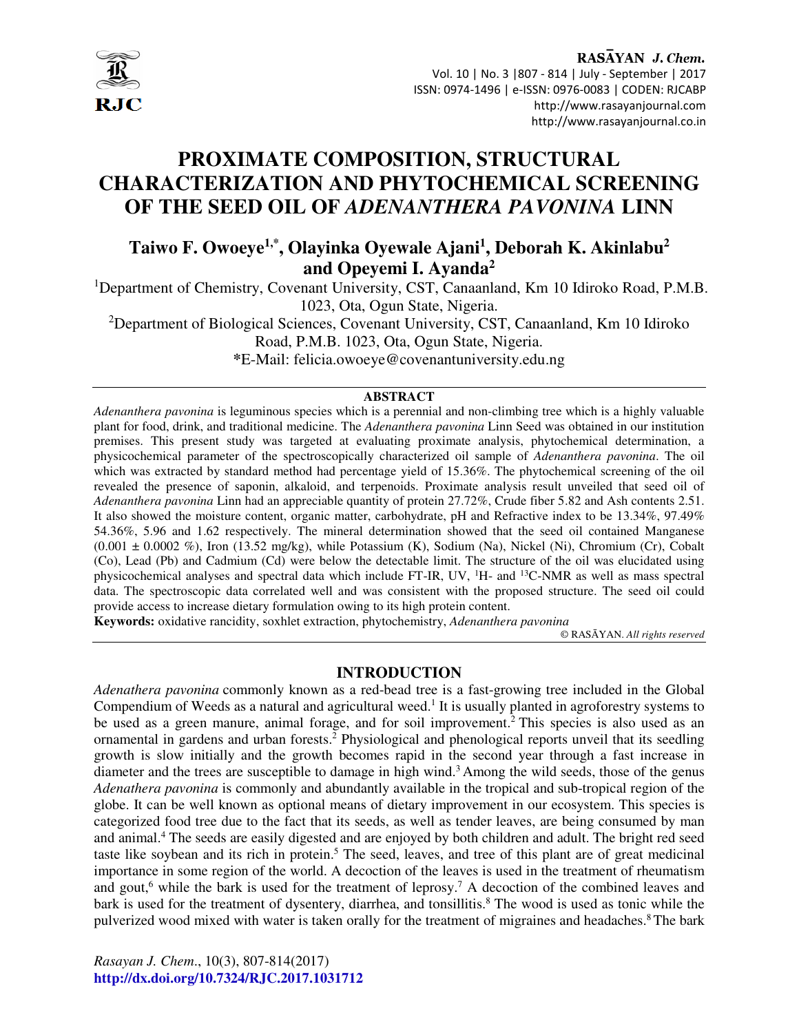# PROXIMATE COMPOSITION, STRUCTURAL CHARACTERIZATION AND PHYTOCHEMICAL SCREENING OF THE SEED OIL OF *ADENANTHERA PAVONINA* LINN

**Taiwo F. Owoeye[1,*], Olayinka Oyewale Ajani[1], Deborah K. Akinlabu[2] and Opeyemi I. Ayanda[2]**

[1]Department of Chemistry, Covenant University, CST, Canaanland, Km 10 Idiroko Road, P.M.B. 1023, Ota, Ogun State, Nigeria.

[2]Department of Biological Sciences, Covenant University, CST, Canaanland, Km 10 Idiroko Road, P.M.B. 1023, Ota, Ogun State, Nigeria.

*E-Mail: felicia.owoeye@covenantuniversity.edu.ng

## ABSTRACT

*Adenanthera pavonina* is leguminous species which is a perennial and non-climbing tree which is a highly valuable plant for food, drink, and traditional medicine. The *Adenanthera pavonina* Linn Seed was obtained in our institution premises. This present study was targeted at evaluating proximate analysis, phytochemical determination, a physicochemical parameter of the spectroscopically characterized oil sample of *Adenanthera pavonina*. The oil which was extracted by standard method had percentage yield of 15.36%. The phytochemical screening of the oil revealed the presence of saponin, alkaloid, and terpenoids. Proximate analysis result unveiled that seed oil of *Adenanthera pavonina* Linn had an appreciable quantity of protein 27.72%, Crude fiber 5.82 and Ash contents 2.51. It also showed the moisture content, organic matter, carbohydrate, pH and Refractive index to be 13.34%, 97.49% 54.36%, 5.96 and 1.62 respectively. The mineral determination showed that the seed oil contained Manganese (0.001 ± 0.0002 %), Iron (13.52 mg/kg), while Potassium (K), Sodium (Na), Nickel (Ni), Chromium (Cr), Cobalt (Co), Lead (Pb) and Cadmium (Cd) were below the detectable limit. The structure of the oil was elucidated using physicochemical analyses and spectral data which include FT-IR, UV, $^{1}$H- and $^{13}$C-NMR as well as mass spectral data. The spectroscopic data correlated well and was consistent with the proposed structure. The seed oil could provide access to increase dietary formulation owing to its high protein content.

**Keywords:** oxidative rancidity, soxhlet extraction, phytochemistry, *Adenanthera pavonina*

© RASĀYAN. *All rights reserved*

## INTRODUCTION

*Adenathera pavonina* commonly known as a red-bead tree is a fast-growing tree included in the Global Compendium of Weeds as a natural and agricultural weed.[1] It is usually planted in agroforestry systems to be used as a green manure, animal forage, and for soil improvement.[2] This species is also used as an ornamental in gardens and urban forests.[2] Physiological and phenological reports unveil that its seedling growth is slow initially and the growth becomes rapid in the second year through a fast increase in diameter and the trees are susceptible to damage in high wind.[3] Among the wild seeds, those of the genus *Adenathera pavonina* is commonly and abundantly available in the tropical and sub-tropical region of the globe. It can be well known as optional means of dietary improvement in our ecosystem. This species is categorized food tree due to the fact that its seeds, as well as tender leaves, are being consumed by man and animal.[4] The seeds are easily digested and are enjoyed by both children and adult. The bright red seed taste like soybean and its rich in protein.[5] The seed, leaves, and tree of this plant are of great medicinal importance in some region of the world. A decoction of the leaves is used in the treatment of rheumatism and gout,[6] while the bark is used for the treatment of leprosy.[7] A decoction of the combined leaves and bark is used for the treatment of dysentery, diarrhea, and tonsillitis.[8] The wood is used as tonic while the pulverized wood mixed with water is taken orally for the treatment of migraines and headaches.[8] The bark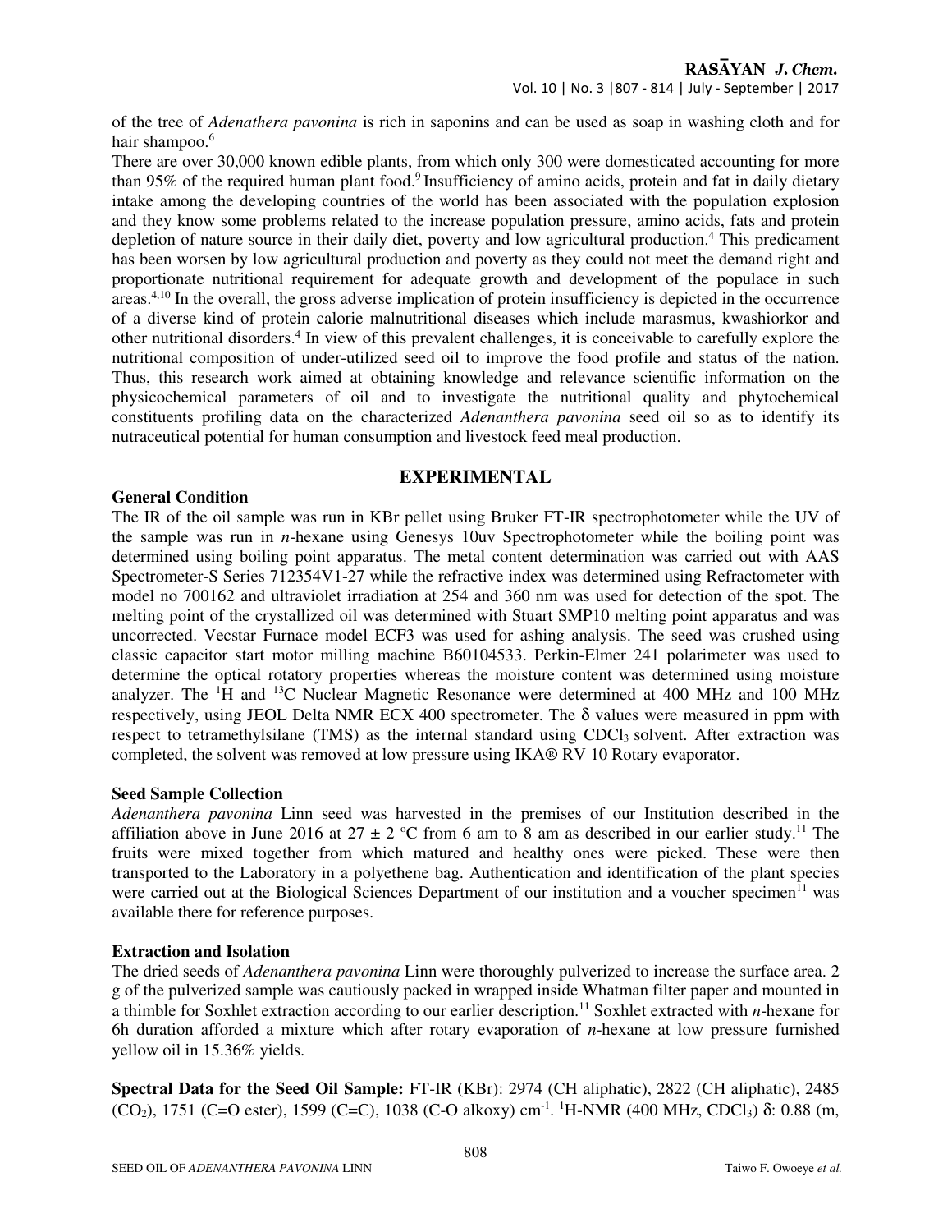of the tree of *Adenathera pavonina* is rich in saponins and can be used as soap in washing cloth and for hair shampoo.[6]

There are over 30,000 known edible plants, from which only 300 were domesticated accounting for more than 95% of the required human plant food.[9] Insufficiency of amino acids, protein and fat in daily dietary intake among the developing countries of the world has been associated with the population explosion and they know some problems related to the increase population pressure, amino acids, fats and protein depletion of nature source in their daily diet, poverty and low agricultural production.[4] This predicament has been worsen by low agricultural production and poverty as they could not meet the demand right and proportionate nutritional requirement for adequate growth and development of the populace in such areas.[4,10] In the overall, the gross adverse implication of protein insufficiency is depicted in the occurrence of a diverse kind of protein calorie malnutritional diseases which include marasmus, kwashiorkor and other nutritional disorders.[4] In view of this prevalent challenges, it is conceivable to carefully explore the nutritional composition of under-utilized seed oil to improve the food profile and status of the nation. Thus, this research work aimed at obtaining knowledge and relevance scientific information on the physicochemical parameters of oil and to investigate the nutritional quality and phytochemical constituents profiling data on the characterized *Adenanthera pavonina* seed oil so as to identify its nutraceutical potential for human consumption and livestock feed meal production.

## EXPERIMENTAL

### General Condition

The IR of the oil sample was run in KBr pellet using Bruker FT-IR spectrophotometer while the UV of the sample was run in *n*-hexane using Genesys 10uv Spectrophotometer while the boiling point was determined using boiling point apparatus. The metal content determination was carried out with AAS Spectrometer-S Series 712354V1-27 while the refractive index was determined using Refractometer with model no 700162 and ultraviolet irradiation at 254 and 360 nm was used for detection of the spot. The melting point of the crystallized oil was determined with Stuart SMP10 melting point apparatus and was uncorrected. Vecstar Furnace model ECF3 was used for ashing analysis. The seed was crushed using classic capacitor start motor milling machine B60104533. Perkin-Elmer 241 polarimeter was used to determine the optical rotatory properties whereas the moisture content was determined using moisture analyzer. The $^{1}H$ and $^{13}C$ Nuclear Magnetic Resonance were determined at 400 MHz and 100 MHz respectively, using JEOL Delta NMR ECX 400 spectrometer. The δ values were measured in ppm with respect to tetramethylsilane (TMS) as the internal standard using $CDCl_3$ solvent. After extraction was completed, the solvent was removed at low pressure using IKA® RV 10 Rotary evaporator.

### Seed Sample Collection

*Adenanthera pavonina* Linn seed was harvested in the premises of our Institution described in the affiliation above in June 2016 at $27 \pm 2$ °C from 6 am to 8 am as described in our earlier study.[11] The fruits were mixed together from which matured and healthy ones were picked. These were then transported to the Laboratory in a polyethene bag. Authentication and identification of the plant species were carried out at the Biological Sciences Department of our institution and a voucher specimen[11] was available there for reference purposes.

### Extraction and Isolation

The dried seeds of *Adenanthera pavonina* Linn were thoroughly pulverized to increase the surface area. 2 g of the pulverized sample was cautiously packed in wrapped inside Whatman filter paper and mounted in a thimble for Soxhlet extraction according to our earlier description.[11] Soxhlet extracted with *n*-hexane for 6h duration afforded a mixture which after rotary evaporation of *n*-hexane at low pressure furnished yellow oil in 15.36% yields.

**Spectral Data for the Seed Oil Sample:** FT-IR (KBr): 2974 (CH aliphatic), 2822 (CH aliphatic), 2485 ($CO_2$), 1751 (C=O ester), 1599 (C=C), 1038 (C-O alkoxy) $cm^{-1}$. $^{1}H$-NMR (400 MHz, $CDCl_3$) δ: 0.88 (m,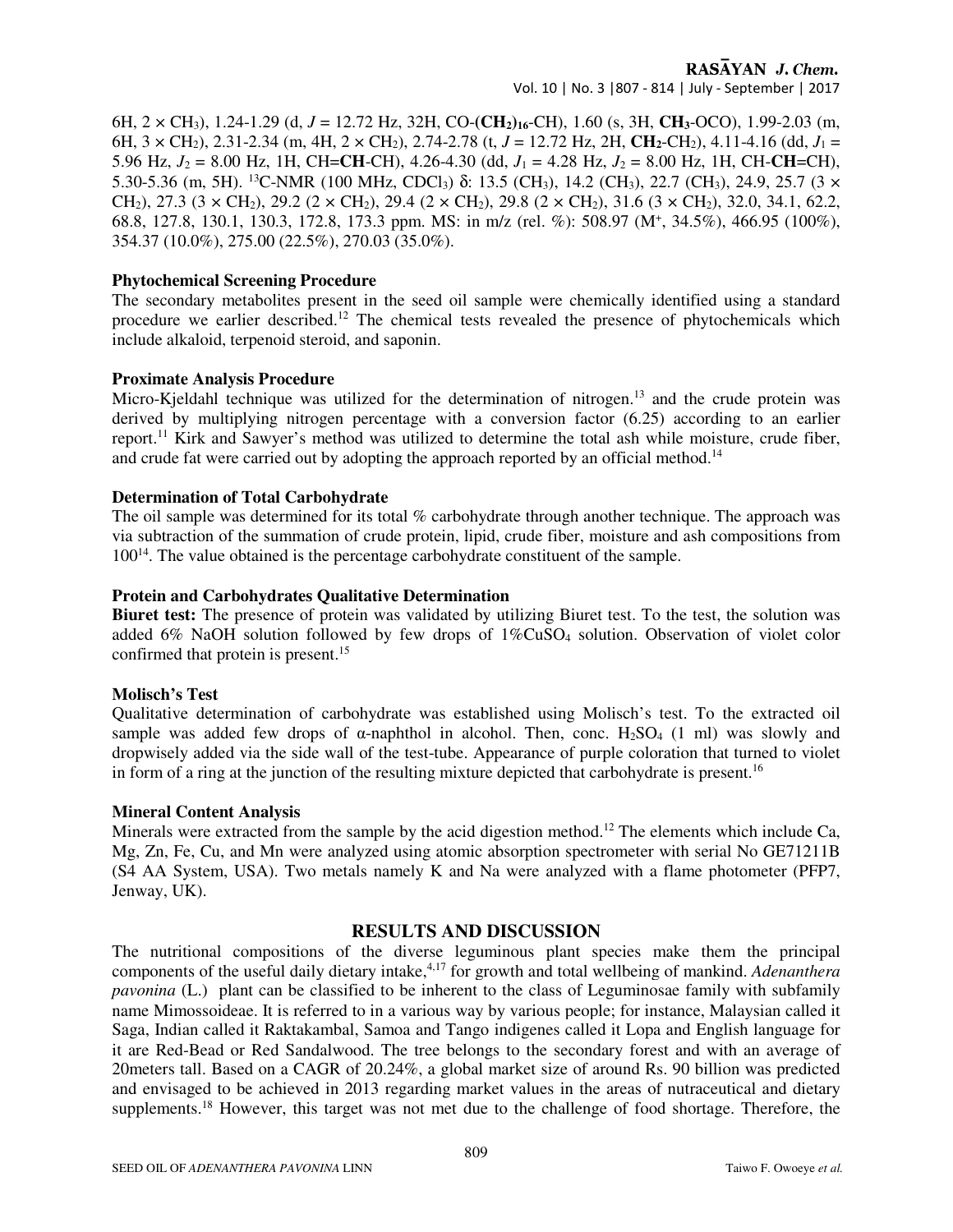6H, 2 × $CH_3$), 1.24-1.29 (d, $J$ = 12.72 Hz, 32H, CO-(**$CH_2$**)**$_{16}$**-CH), 1.60 (s, 3H, **$CH_3$**-OCO), 1.99-2.03 (m, 6H, 3 × $CH_2$), 2.31-2.34 (m, 4H, 2 × $CH_2$), 2.74-2.78 (t, $J$ = 12.72 Hz, 2H, **$CH_2$**-$CH_2$), 4.11-4.16 (dd, $J_1$ = 5.96 Hz, $J_2$ = 8.00 Hz, 1H, CH=**CH**-CH), 4.26-4.30 (dd, $J_1$ = 4.28 Hz, $J_2$ = 8.00 Hz, 1H, CH-**CH**=CH), 5.30-5.36 (m, 5H). $^{13}$C-NMR (100 MHz, $CDCl_3$) δ: 13.5 ($CH_3$), 14.2 ($CH_3$), 22.7 ($CH_3$), 24.9, 25.7 (3 × $CH_2$), 27.3 (3 × $CH_2$), 29.2 (2 × $CH_2$), 29.4 (2 × $CH_2$), 29.8 (2 × $CH_2$), 31.6 (3 × $CH_2$), 32.0, 34.1, 62.2, 68.8, 127.8, 130.1, 130.3, 172.8, 173.3 ppm. MS: in m/z (rel. %): 508.97 ($M^+$, 34.5%), 466.95 (100%), 354.37 (10.0%), 275.00 (22.5%), 270.03 (35.0%).

### Phytochemical Screening Procedure

The secondary metabolites present in the seed oil sample were chemically identified using a standard procedure we earlier described.[12] The chemical tests revealed the presence of phytochemicals which include alkaloid, terpenoid steroid, and saponin.

### Proximate Analysis Procedure

Micro-Kjeldahl technique was utilized for the determination of nitrogen.[13] and the crude protein was derived by multiplying nitrogen percentage with a conversion factor (6.25) according to an earlier report.[11] Kirk and Sawyer's method was utilized to determine the total ash while moisture, crude fiber, and crude fat were carried out by adopting the approach reported by an official method.[14]

### Determination of Total Carbohydrate

The oil sample was determined for its total % carbohydrate through another technique. The approach was via subtraction of the summation of crude protein, lipid, crude fiber, moisture and ash compositions from 100[14]. The value obtained is the percentage carbohydrate constituent of the sample.

### Protein and Carbohydrates Qualitative Determination

**Biuret test:** The presence of protein was validated by utilizing Biuret test. To the test, the solution was added 6% NaOH solution followed by few drops of 1%$CuSO_4$ solution. Observation of violet color confirmed that protein is present.[15]

### Molisch's Test

Qualitative determination of carbohydrate was established using Molisch's test. To the extracted oil sample was added few drops of α-naphthol in alcohol. Then, conc. $H_2SO_4$ (1 ml) was slowly and dropwisely added via the side wall of the test-tube. Appearance of purple coloration that turned to violet in form of a ring at the junction of the resulting mixture depicted that carbohydrate is present.[16]

### Mineral Content Analysis

Minerals were extracted from the sample by the acid digestion method.[12] The elements which include Ca, Mg, Zn, Fe, Cu, and Mn were analyzed using atomic absorption spectrometer with serial No GE71211B (S4 AA System, USA). Two metals namely K and Na were analyzed with a flame photometer (PFP7, Jenway, UK).

## RESULTS AND DISCUSSION

The nutritional compositions of the diverse leguminous plant species make them the principal components of the useful daily dietary intake,[4,17] for growth and total wellbeing of mankind. *Adenanthera pavonina* (L.) plant can be classified to be inherent to the class of Leguminosae family with subfamily name Mimossoideae. It is referred to in a various way by various people; for instance, Malaysian called it Saga, Indian called it Raktakambal, Samoa and Tango indigenes called it Lopa and English language for it are Red-Bead or Red Sandalwood. The tree belongs to the secondary forest and with an average of 20meters tall. Based on a CAGR of 20.24%, a global market size of around Rs. 90 billion was predicted and envisaged to be achieved in 2013 regarding market values in the areas of nutraceutical and dietary supplements.[18] However, this target was not met due to the challenge of food shortage. Therefore, the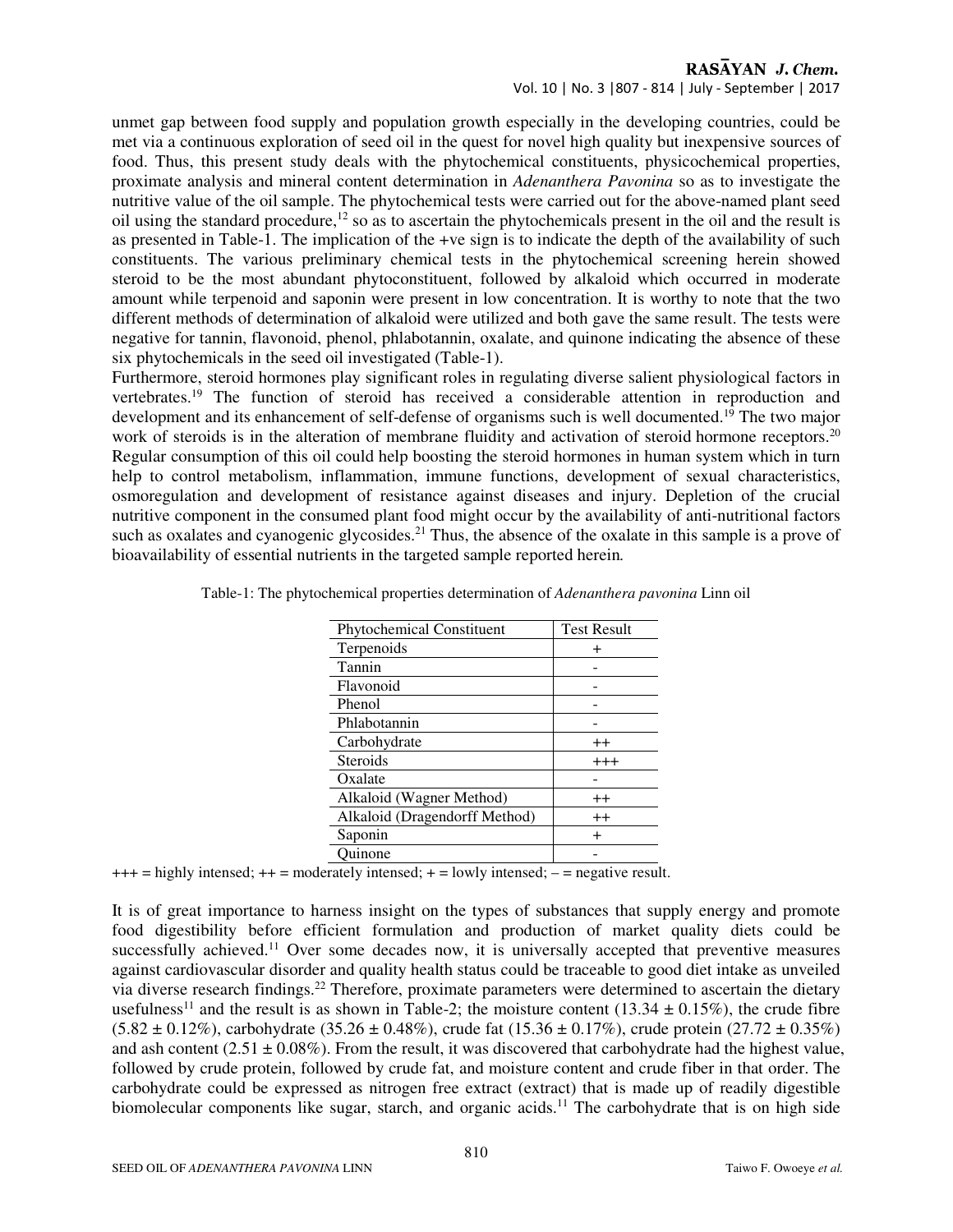unmet gap between food supply and population growth especially in the developing countries, could be met via a continuous exploration of seed oil in the quest for novel high quality but inexpensive sources of food. Thus, this present study deals with the phytochemical constituents, physicochemical properties, proximate analysis and mineral content determination in *Adenanthera Pavonina* so as to investigate the nutritive value of the oil sample. The phytochemical tests were carried out for the above-named plant seed oil using the standard procedure,[12] so as to ascertain the phytochemicals present in the oil and the result is as presented in Table-1. The implication of the +ve sign is to indicate the depth of the availability of such constituents. The various preliminary chemical tests in the phytochemical screening herein showed steroid to be the most abundant phytoconstituent, followed by alkaloid which occurred in moderate amount while terpenoid and saponin were present in low concentration. It is worthy to note that the two different methods of determination of alkaloid were utilized and both gave the same result. The tests were negative for tannin, flavonoid, phenol, phlabotannin, oxalate, and quinone indicating the absence of these six phytochemicals in the seed oil investigated (Table-1).

Furthermore, steroid hormones play significant roles in regulating diverse salient physiological factors in vertebrates.[19] The function of steroid has received a considerable attention in reproduction and development and its enhancement of self-defense of organisms such is well documented.[19] The two major work of steroids is in the alteration of membrane fluidity and activation of steroid hormone receptors.[20] Regular consumption of this oil could help boosting the steroid hormones in human system which in turn help to control metabolism, inflammation, immune functions, development of sexual characteristics, osmoregulation and development of resistance against diseases and injury. Depletion of the crucial nutritive component in the consumed plant food might occur by the availability of anti-nutritional factors such as oxalates and cyanogenic glycosides.[21] Thus, the absence of the oxalate in this sample is a prove of bioavailability of essential nutrients in the targeted sample reported herein.

Table-1: The phytochemical properties determination of *Adenanthera pavonina* Linn oil

| Phytochemical Constituent | Test Result |
|---|---|
| Terpenoids | + |
| Tannin | - |
| Flavonoid | - |
| Phenol | - |
| Phlabotannin | - |
| Carbohydrate | ++ |
| Steroids | +++ |
| Oxalate | - |
| Alkaloid (Wagner Method) | ++ |
| Alkaloid (Dragendorff Method) | ++ |
| Saponin | + |
| Quinone | - |

+++ = highly intensed; ++ = moderately intensed; + = lowly intensed; – = negative result.

It is of great importance to harness insight on the types of substances that supply energy and promote food digestibility before efficient formulation and production of market quality diets could be successfully achieved.[11] Over some decades now, it is universally accepted that preventive measures against cardiovascular disorder and quality health status could be traceable to good diet intake as unveiled via diverse research findings.[22] Therefore, proximate parameters were determined to ascertain the dietary usefulness[11] and the result is as shown in Table-2; the moisture content ($13.34 \pm 0.15\%$), the crude fibre ($5.82 \pm 0.12\%$), carbohydrate ($35.26 \pm 0.48\%$), crude fat ($15.36 \pm 0.17\%$), crude protein ($27.72 \pm 0.35\%$) and ash content ($2.51 \pm 0.08\%$). From the result, it was discovered that carbohydrate had the highest value, followed by crude protein, followed by crude fat, and moisture content and crude fiber in that order. The carbohydrate could be expressed as nitrogen free extract (extract) that is made up of readily digestible biomolecular components like sugar, starch, and organic acids.[11] The carbohydrate that is on high side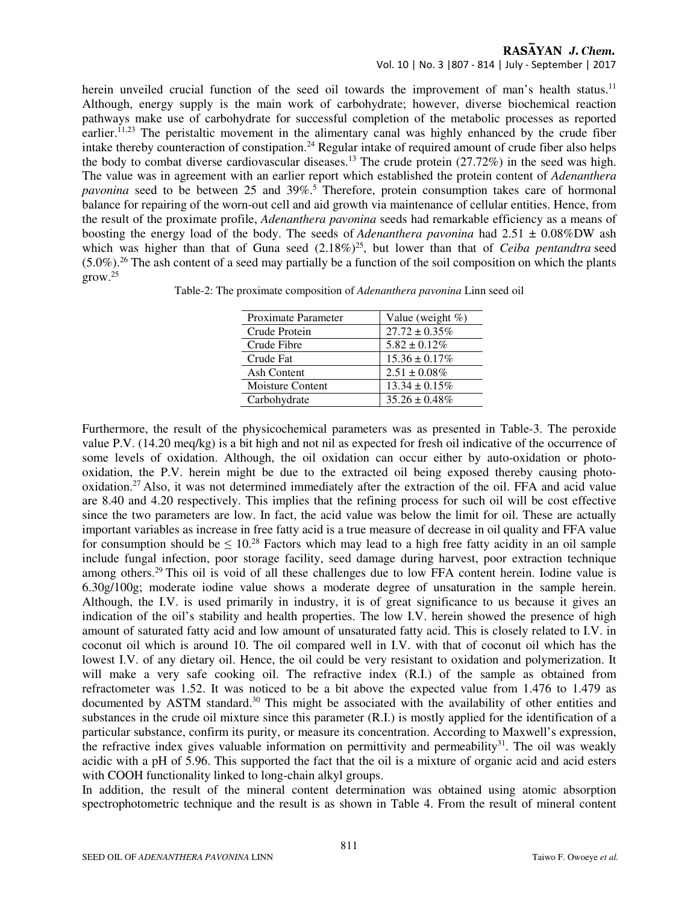herein unveiled crucial function of the seed oil towards the improvement of man's health status.[11] Although, energy supply is the main work of carbohydrate; however, diverse biochemical reaction pathways make use of carbohydrate for successful completion of the metabolic processes as reported earlier.[11,23] The peristaltic movement in the alimentary canal was highly enhanced by the crude fiber intake thereby counteraction of constipation.[24] Regular intake of required amount of crude fiber also helps the body to combat diverse cardiovascular diseases.[13] The crude protein (27.72%) in the seed was high. The value was in agreement with an earlier report which established the protein content of *Adenanthera pavonina* seed to be between 25 and 39%.[5] Therefore, protein consumption takes care of hormonal balance for repairing of the worn-out cell and aid growth via maintenance of cellular entities. Hence, from the result of the proximate profile, *Adenanthera pavonina* seeds had remarkable efficiency as a means of boosting the energy load of the body. The seeds of *Adenanthera pavonina* had 2.51 ± 0.08%DW ash which was higher than that of Guna seed (2.18%)[25], but lower than that of *Ceiba pentandtra* seed (5.0%).[26] The ash content of a seed may partially be a function of the soil composition on which the plants grow.[25]

Table-2: The proximate composition of *Adenanthera pavonina* Linn seed oil

| Proximate Parameter | Value (weight %) |
|---|---|
| Crude Protein | 27.72 ± 0.35% |
| Crude Fibre | 5.82 ± 0.12% |
| Crude Fat | 15.36 ± 0.17% |
| Ash Content | 2.51 ± 0.08% |
| Moisture Content | 13.34 ± 0.15% |
| Carbohydrate | 35.26 ± 0.48% |

Furthermore, the result of the physicochemical parameters was as presented in Table-3. The peroxide value P.V. (14.20 meq/kg) is a bit high and not nil as expected for fresh oil indicative of the occurrence of some levels of oxidation. Although, the oil oxidation can occur either by auto-oxidation or photo-oxidation, the P.V. herein might be due to the extracted oil being exposed thereby causing photo-oxidation.[27] Also, it was not determined immediately after the extraction of the oil. FFA and acid value are 8.40 and 4.20 respectively. This implies that the refining process for such oil will be cost effective since the two parameters are low. In fact, the acid value was below the limit for oil. These are actually important variables as increase in free fatty acid is a true measure of decrease in oil quality and FFA value for consumption should be ≤ 10.[28] Factors which may lead to a high free fatty acidity in an oil sample include fungal infection, poor storage facility, seed damage during harvest, poor extraction technique among others.[29] This oil is void of all these challenges due to low FFA content herein. Iodine value is 6.30g/100g; moderate iodine value shows a moderate degree of unsaturation in the sample herein. Although, the I.V. is used primarily in industry, it is of great significance to us because it gives an indication of the oil's stability and health properties. The low I.V. herein showed the presence of high amount of saturated fatty acid and low amount of unsaturated fatty acid. This is closely related to I.V. in coconut oil which is around 10. The oil compared well in I.V. with that of coconut oil which has the lowest I.V. of any dietary oil. Hence, the oil could be very resistant to oxidation and polymerization. It will make a very safe cooking oil. The refractive index (R.I.) of the sample as obtained from refractometer was 1.52. It was noticed to be a bit above the expected value from 1.476 to 1.479 as documented by ASTM standard.[30] This might be associated with the availability of other entities and substances in the crude oil mixture since this parameter (R.I.) is mostly applied for the identification of a particular substance, confirm its purity, or measure its concentration. According to Maxwell's expression, the refractive index gives valuable information on permittivity and permeability[31]. The oil was weakly acidic with a pH of 5.96. This supported the fact that the oil is a mixture of organic acid and acid esters with COOH functionality linked to long-chain alkyl groups.

In addition, the result of the mineral content determination was obtained using atomic absorption spectrophotometric technique and the result is as shown in Table 4. From the result of mineral content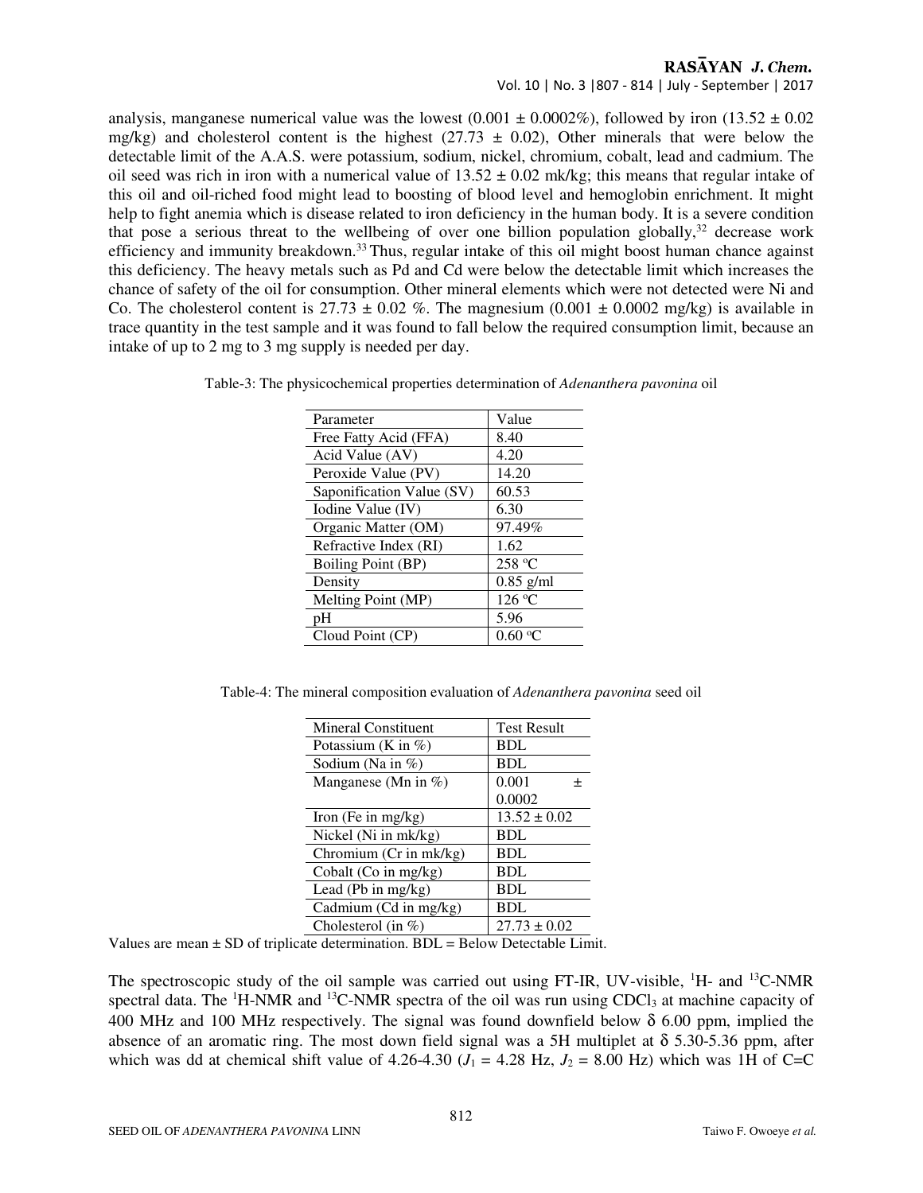analysis, manganese numerical value was the lowest (0.001 ± 0.0002%), followed by iron (13.52 ± 0.02 mg/kg) and cholesterol content is the highest (27.73 ± 0.02), Other minerals that were below the detectable limit of the A.A.S. were potassium, sodium, nickel, chromium, cobalt, lead and cadmium. The oil seed was rich in iron with a numerical value of 13.52 ± 0.02 mk/kg; this means that regular intake of this oil and oil-riched food might lead to boosting of blood level and hemoglobin enrichment. It might help to fight anemia which is disease related to iron deficiency in the human body. It is a severe condition that pose a serious threat to the wellbeing of over one billion population globally,[32] decrease work efficiency and immunity breakdown.[33] Thus, regular intake of this oil might boost human chance against this deficiency. The heavy metals such as Pd and Cd were below the detectable limit which increases the chance of safety of the oil for consumption. Other mineral elements which were not detected were Ni and Co. The cholesterol content is 27.73 ± 0.02 %. The magnesium (0.001 ± 0.0002 mg/kg) is available in trace quantity in the test sample and it was found to fall below the required consumption limit, because an intake of up to 2 mg to 3 mg supply is needed per day.

Table-3: The physicochemical properties determination of *Adenanthera pavonina* oil

| Parameter | Value |
|---|---|
| Free Fatty Acid (FFA) | 8.40 |
| Acid Value (AV) | 4.20 |
| Peroxide Value (PV) | 14.20 |
| Saponification Value (SV) | 60.53 |
| Iodine Value (IV) | 6.30 |
| Organic Matter (OM) | 97.49% |
| Refractive Index (RI) | 1.62 |
| Boiling Point (BP) | 258 °C |
| Density | 0.85 g/ml |
| Melting Point (MP) | 126 °C |
| pH | 5.96 |
| Cloud Point (CP) | 0.60 °C |

Table-4: The mineral composition evaluation of *Adenanthera pavonina* seed oil

| Mineral Constituent | Test Result |
|---|---|
| Potassium (K in %) | BDL |
| Sodium (Na in %) | BDL |
| Manganese (Mn in %) | 0.001 ± 0.0002 |
| Iron (Fe in mg/kg) | 13.52 ± 0.02 |
| Nickel (Ni in mk/kg) | BDL |
| Chromium (Cr in mk/kg) | BDL |
| Cobalt (Co in mg/kg) | BDL |
| Lead (Pb in mg/kg) | BDL |
| Cadmium (Cd in mg/kg) | BDL |
| Cholesterol (in %) | 27.73 ± 0.02 |

Values are mean ± SD of triplicate determination. BDL = Below Detectable Limit.

The spectroscopic study of the oil sample was carried out using FT-IR, UV-visible, $^1$H- and $^{13}$C-NMR spectral data. The $^1$H-NMR and $^{13}$C-NMR spectra of the oil was run using $CDCl_3$ at machine capacity of 400 MHz and 100 MHz respectively. The signal was found downfield below δ 6.00 ppm, implied the absence of an aromatic ring. The most down field signal was a 5H multiplet at δ 5.30-5.36 ppm, after which was dd at chemical shift value of 4.26-4.30 ($J_1$ = 4.28 Hz, $J_2$ = 8.00 Hz) which was 1H of C=C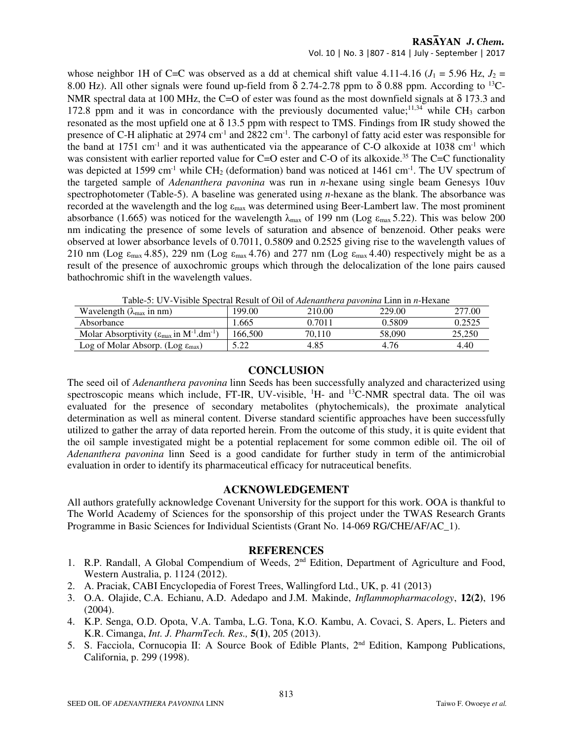whose neighbor 1H of C=C was observed as a dd at chemical shift value 4.11-4.16 ($J_1$ = 5.96 Hz, $J_2$ = 8.00 Hz). All other signals were found up-field from δ 2.74-2.78 ppm to δ 0.88 ppm. According to $^{13}$C-NMR spectral data at 100 MHz, the C=O of ester was found as the most downfield signals at δ 173.3 and 172.8 ppm and it was in concordance with the previously documented value;[11,34] while $CH_3$ carbon resonated as the most upfield one at δ 13.5 ppm with respect to TMS. Findings from IR study showed the presence of C-H aliphatic at 2974 cm$^{-1}$ and 2822 cm$^{-1}$. The carbonyl of fatty acid ester was responsible for the band at 1751 cm$^{-1}$ and it was authenticated via the appearance of C-O alkoxide at 1038 cm$^{-1}$ which was consistent with earlier reported value for C=O ester and C-O of its alkoxide.[35] The C=C functionality was depicted at 1599 cm$^{-1}$ while $CH_2$ (deformation) band was noticed at 1461 cm$^{-1}$. The UV spectrum of the targeted sample of *Adenanthera pavonina* was run in *n*-hexane using single beam Genesys 10uv spectrophotometer (Table-5). A baseline was generated using *n*-hexane as the blank. The absorbance was recorded at the wavelength and the log $\varepsilon_{max}$ was determined using Beer-Lambert law. The most prominent absorbance (1.665) was noticed for the wavelength $\lambda_{max}$ of 199 nm (Log $\varepsilon_{max}$ 5.22). This was below 200 nm indicating the presence of some levels of saturation and absence of benzenoid. Other peaks were observed at lower absorbance levels of 0.7011, 0.5809 and 0.2525 giving rise to the wavelength values of 210 nm (Log $\varepsilon_{max}$ 4.85), 229 nm (Log $\varepsilon_{max}$ 4.76) and 277 nm (Log $\varepsilon_{max}$ 4.40) respectively might be as a result of the presence of auxochromic groups which through the delocalization of the lone pairs caused bathochromic shift in the wavelength values.

Table-5: UV-Visible Spectral Result of Oil of *Adenanthera pavonina* Linn in *n*-Hexane

| Wavelength ($\lambda_{max}$ in nm) | 199.00 | 210.00 | 229.00 | 277.00 |
|---|---|---|---|---|
| Absorbance | 1.665 | 0.7011 | 0.5809 | 0.2525 |
| Molar Absorptivity ($\varepsilon_{max}$ in M$^{-1}$.dm$^{-1}$) | 166,500 | 70,110 | 58,090 | 25,250 |
| Log of Molar Absorp. (Log $\varepsilon_{max}$) | 5.22 | 4.85 | 4.76 | 4.40 |

## CONCLUSION

The seed oil of *Adenanthera pavonina* linn Seeds has been successfully analyzed and characterized using spectroscopic means which include, FT-IR, UV-visible, $^{1}$H- and $^{13}$C-NMR spectral data. The oil was evaluated for the presence of secondary metabolites (phytochemicals), the proximate analytical determination as well as mineral content. Diverse standard scientific approaches have been successfully utilized to gather the array of data reported herein. From the outcome of this study, it is quite evident that the oil sample investigated might be a potential replacement for some common edible oil. The oil of *Adenanthera pavonina* linn Seed is a good candidate for further study in term of the antimicrobial evaluation in order to identify its pharmaceutical efficacy for nutraceutical benefits.

## ACKNOWLEDGEMENT

All authors gratefully acknowledge Covenant University for the support for this work. OOA is thankful to The World Academy of Sciences for the sponsorship of this project under the TWAS Research Grants Programme in Basic Sciences for Individual Scientists (Grant No. 14-069 RG/CHE/AF/AC_1).

## REFERENCES

1. R.P. Randall, A Global Compendium of Weeds, 2nd Edition, Department of Agriculture and Food, Western Australia, p. 1124 (2012).
2. A. Praciak, CABI Encyclopedia of Forest Trees, Wallingford Ltd., UK, p. 41 (2013)
3. O.A. Olajide, C.A. Echianu, A.D. Adedapo and J.M. Makinde, *Inflammopharmacology*, **12(2)**, 196 (2004).
4. K.P. Senga, O.D. Opota, V.A. Tamba, L.G. Tona, K.O. Kambu, A. Covaci, S. Apers, L. Pieters and K.R. Cimanga, *Int. J. PharmTech. Res.,* **5(1)**, 205 (2013).
5. S. Facciola, Cornucopia II: A Source Book of Edible Plants, 2nd Edition, Kampong Publications, California, p. 299 (1998).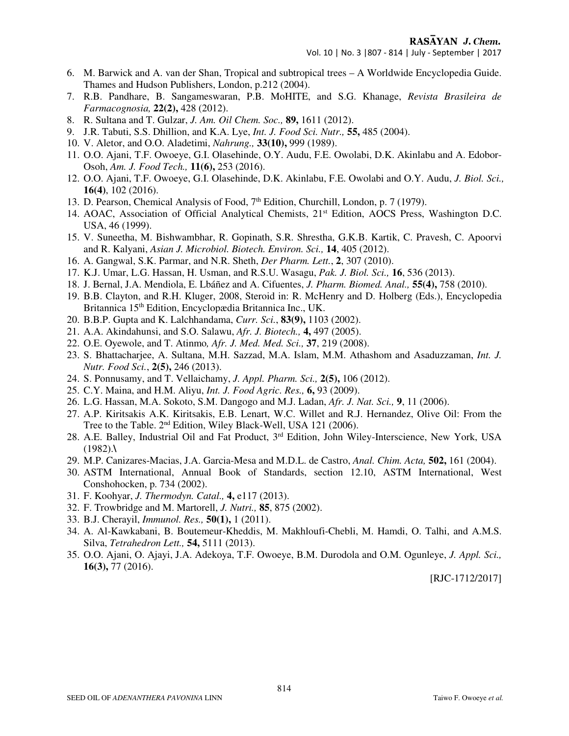6. M. Barwick and A. van der Shan, Tropical and subtropical trees – A Worldwide Encyclopedia Guide. Thames and Hudson Publishers, London, p.212 (2004).
7. R.B. Pandhare, B. Sangameswaran, P.B. MoHITE, and S.G. Khanage, *Revista Brasileira de Farmacognosia,* **22(2),** 428 (2012).
8. R. Sultana and T. Gulzar, *J. Am. Oil Chem. Soc.,* **89,** 1611 (2012).
9. J.R. Tabuti, S.S. Dhillion, and K.A. Lye, *Int. J. Food Sci. Nutr.,* **55,** 485 (2004).
10. V. Aletor, and O.O. Aladetimi, *Nahrung.,* **33(10),** 999 (1989).
11. O.O. Ajani, T.F. Owoeye, G.I. Olasehinde, O.Y. Audu, F.E. Owolabi, D.K. Akinlabu and A. Edobor-Osoh, *Am. J. Food Tech.,* **11(6),** 253 (2016).
12. O.O. Ajani, T.F. Owoeye, G.I. Olasehinde, D.K. Akinlabu, F.E. Owolabi and O.Y. Audu, *J. Biol. Sci.,* **16(4)**, 102 (2016).
13. D. Pearson, Chemical Analysis of Food, 7th Edition, Churchill, London, p. 7 (1979).
14. AOAC, Association of Official Analytical Chemists, 21st Edition, AOCS Press, Washington D.C. USA, 46 (1999).
15. V. Suneetha, M. Bishwambhar, R. Gopinath, S.R. Shrestha, G.K.B. Kartik, C. Pravesh, C. Apoorvi and R. Kalyani, *Asian J. Microbiol. Biotech. Environ. Sci.,* **14**, 405 (2012).
16. A. Gangwal, S.K. Parmar, and N.R. Sheth, *Der Pharm. Lett.*, **2**, 307 (2010).
17. K.J. Umar, L.G. Hassan, H. Usman, and R.S.U. Wasagu, *Pak. J. Biol. Sci.,* **16**, 536 (2013).
18. J. Bernal, J.A. Mendiola, E. Lbáñez and A. Cifuentes, *J. Pharm. Biomed. Anal.,* **55(4),** 758 (2010).
19. B.B. Clayton, and R.H. Kluger, 2008, Steroid in: R. McHenry and D. Holberg (Eds.), Encyclopedia Britannica 15th Edition, Encyclopædia Britannica Inc., UK.
20. B.B.P. Gupta and K. Lalchhandama, *Curr. Sci.*, **83(9),** 1103 (2002).
21. A.A. Akindahunsi, and S.O. Salawu, *Afr. J. Biotech.,* **4,** 497 (2005).
22. O.E. Oyewole, and T. Atinmo*, Afr. J. Med. Med. Sci.,* **37**, 219 (2008).
23. S. Bhattacharjee, A. Sultana, M.H. Sazzad, M.A. Islam, M.M. Athashom and Asaduzzaman, *Int. J. Nutr. Food Sci.*, **2(5),** 246 (2013).
24. S. Ponnusamy, and T. Vellaichamy, *J. Appl. Pharm. Sci.,* **2(5),** 106 (2012).
25. C.Y. Maina, and H.M. Aliyu, *Int. J. Food Agric. Res.,* **6,** 93 (2009).
26. L.G. Hassan, M.A. Sokoto, S.M. Dangogo and M.J. Ladan, *Afr. J. Nat. Sci.,* **9**, 11 (2006).
27. A.P. Kiritsakis A.K. Kiritsakis, E.B. Lenart, W.C. Willet and R.J. Hernandez, Olive Oil: From the Tree to the Table. 2nd Edition, Wiley Black-Well, USA 121 (2006).
28. A.E. Balley, Industrial Oil and Fat Product, 3rd Edition, John Wiley-Interscience, New York, USA (1982).\
29. M.P. Canizares-Macias, J.A. Garcia-Mesa and M.D.L. de Castro, *Anal. Chim. Acta,* **502,** 161 (2004).
30. ASTM International, Annual Book of Standards, section 12.10, ASTM International, West Conshohocken, p. 734 (2002).
31. F. Koohyar, *J. Thermodyn. Catal.,* **4,** e117 (2013).
32. F. Trowbridge and M. Martorell, *J. Nutri.,* **85**, 875 (2002).
33. B.J. Cherayil, *Immunol. Res.,* **50(1),** 1 (2011).
34. A. Al-Kawkabani, B. Boutemeur-Kheddis, M. Makhloufi-Chebli, M. Hamdi, O. Talhi, and A.M.S. Silva, *Tetrahedron Lett.,* **54,** 5111 (2013).
35. O.O. Ajani, O. Ajayi, J.A. Adekoya, T.F. Owoeye, B.M. Durodola and O.M. Ogunleye, *J. Appl. Sci.,* **16(3),** 77 (2016).

[RJC-1712/2017]